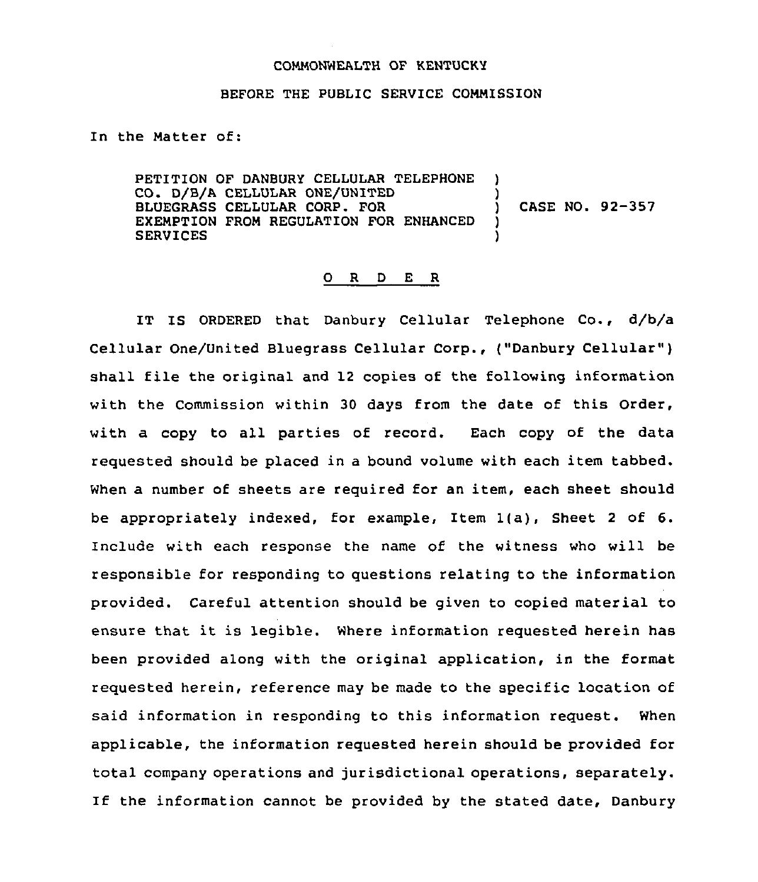COMMONWEALTH OF KENTUCKY

BEFORE THE PUBLIC SERVICE COMMISSION

In the Matter of:

| | | |
|---|---|---|
| PETITION OF DANBURY CELLULAR TELEPHONE CO. D/B/A CELLULAR ONE/UNITED BLUEGRASS CELLULAR CORP. FOR EXEMPTION FROM REGULATION FOR ENHANCED SERVICES | ) | CASE NO. 92-357 |

O R D E R

IT IS ORDERED that Danbury Cellular Telephone Co., d/b/a Cellular One/United Bluegrass Cellular Corp., ("Danbury Cellular") shall file the original and 12 copies of the following information with the Commission within 30 days from the date of this Order, with a copy to all parties of record. Each copy of the data requested should be placed in a bound volume with each item tabbed. When a number of sheets are required for an item, each sheet should be appropriately indexed, for example, Item 1(a), Sheet 2 of 6. Include with each response the name of the witness who will be responsible for responding to questions relating to the information provided. Careful attention should be given to copied material to ensure that it is legible. Where information requested herein has been provided along with the original application, in the format requested herein, reference may be made to the specific location of said information in responding to this information request. When applicable, the information requested herein should be provided for total company operations and jurisdictional operations, separately. If the information cannot be provided by the stated date, Danbury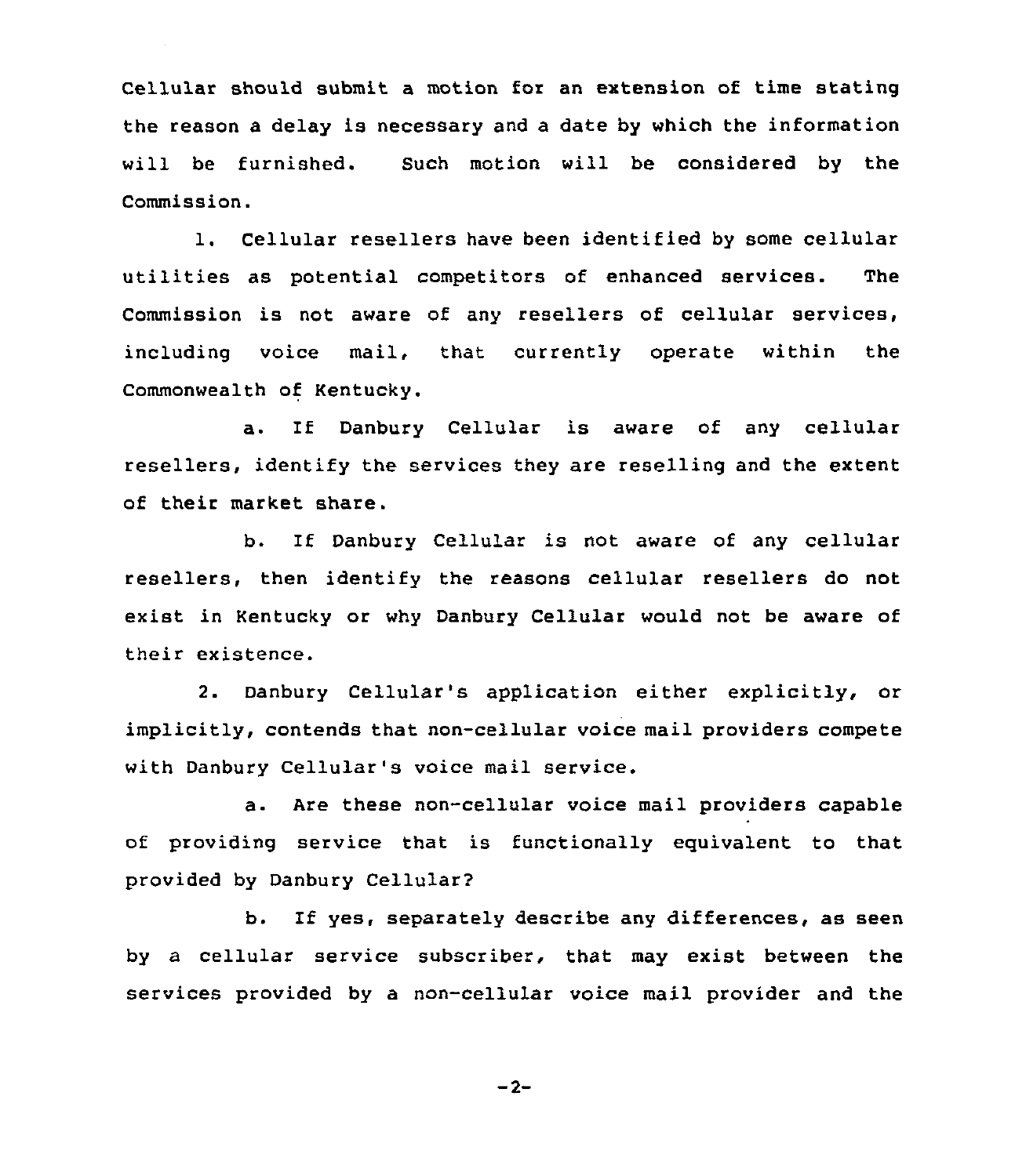Cellular should submit a motion for an extension of time stating the reason a delay is necessary and a date by which the information will be furnished. Such motion will be considered by the Commission.

1. Cellular resellers have been identified by some cellular utilities as potential competitors of enhanced services. The Commission is not aware of any resellers of cellular services, including voice mail, that currently operate within the Commonwealth of Kentucky.

a. If Danbury Cellular is aware of any cellular resellers, identify the services they are reselling and the extent of their market share.

b. If Danbury Cellular is not aware of any cellular resellers, then identify the reasons cellular resellers do not exist in Kentucky or why Danbury Cellular would not be aware of their existence.

2. Danbury Cellular's application either explicitly, or implicitly, contends that non-cellular voice mail providers compete with Danbury Cellular's voice mail service.

a. Are these non-cellular voice mail providers capable of providing service that is functionally equivalent to that provided by Danbury Cellular?

b. If yes, separately describe any differences, as seen by a cellular service subscriber, that may exist between the services provided by a non-cellular voice mail provider and the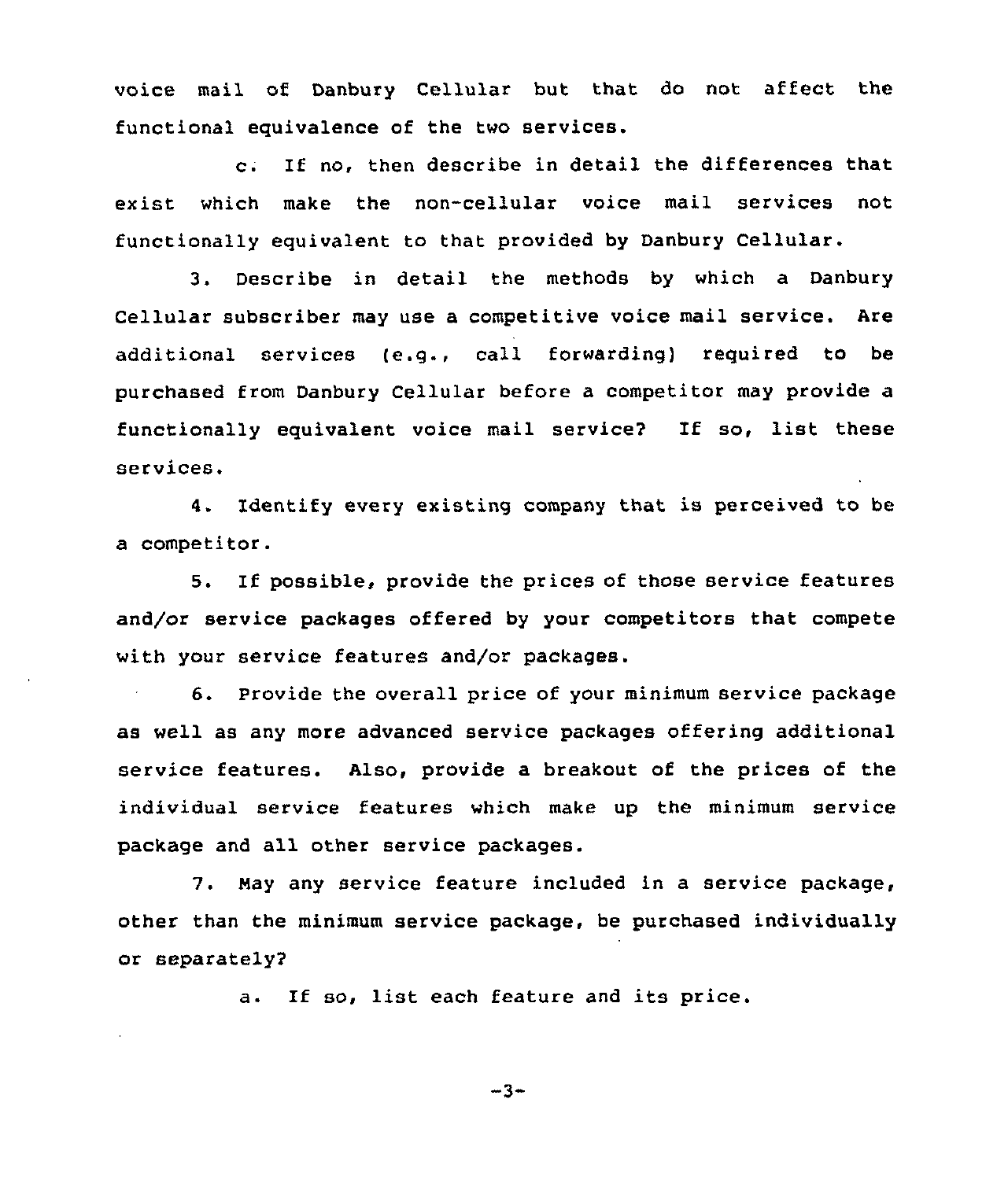voice mail of Danbury Cellular but that do not affect the functional equivalence of the two services.

c. If no, then describe in detail the differences that exist which make the non-cellular voice mail services not functionally equivalent to that provided by Danbury Cellular.

3. Describe in detail the methods by which a Danbury Cellular subscriber may use a competitive voice mail service. Are additional services (e.g., call forwarding) required to be purchased from Danbury Cellular before a competitor may provide a functionally equivalent voice mail service? If so, list these services.

4. Identify every existing company that is perceived to be a competitor.

5. If possible, provide the prices of those service features and/or service packages offered by your competitors that compete with your service features and/or packages.

6. Provide the overall price of your minimum service package as well as any more advanced service packages offering additional service features. Also, provide a breakout of the prices of the individual service features which make up the minimum service package and all other service packages.

7. May any service feature included in a service package, other than the minimum service package, be purchased individually or separately?

a. If so, list each feature and its price.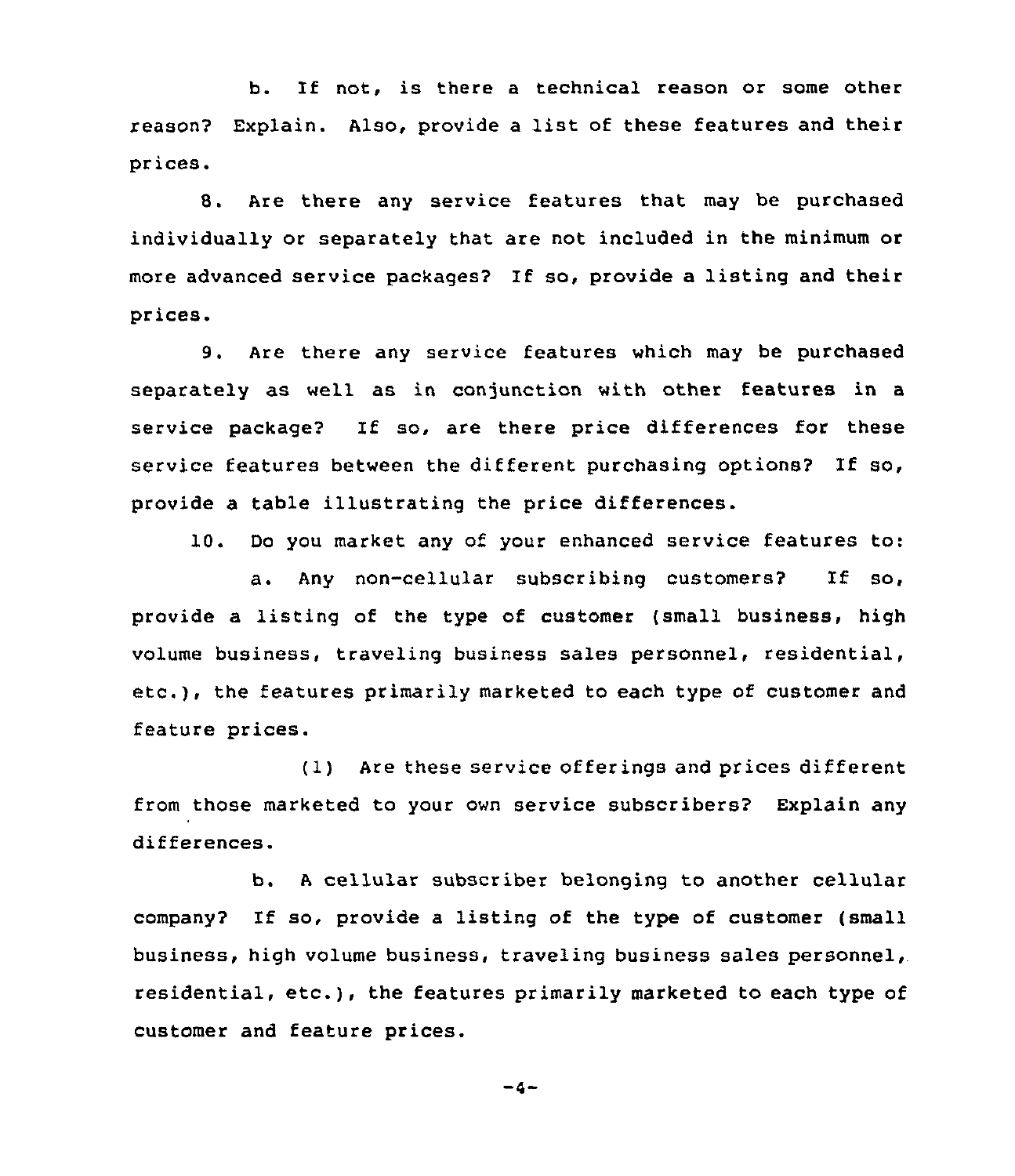b. If not, is there a technical reason or some other reason? Explain. Also, provide a list of these features and their prices.

8. Are there any service features that may be purchased individually or separately that are not included in the minimum or more advanced service packages? If so, provide a listing and their prices.

9. Are there any service features which may be purchased separately as well as in conjunction with other features in a service package? If so, are there price differences for these service features between the different purchasing options? If so, provide a table illustrating the price differences.

10. Do you market any of your enhanced service features to:

a. Any non-cellular subscribing customers? If so, provide a listing of the type of customer (small business, high volume business, traveling business sales personnel, residential, etc.), the features primarily marketed to each type of customer and feature prices.

(1) Are these service offerings and prices different from those marketed to your own service subscribers? Explain any differences.

b. A cellular subscriber belonging to another cellular company? If so, provide a listing of the type of customer (small business, high volume business, traveling business sales personnel, residential, etc.), the features primarily marketed to each type of customer and feature prices.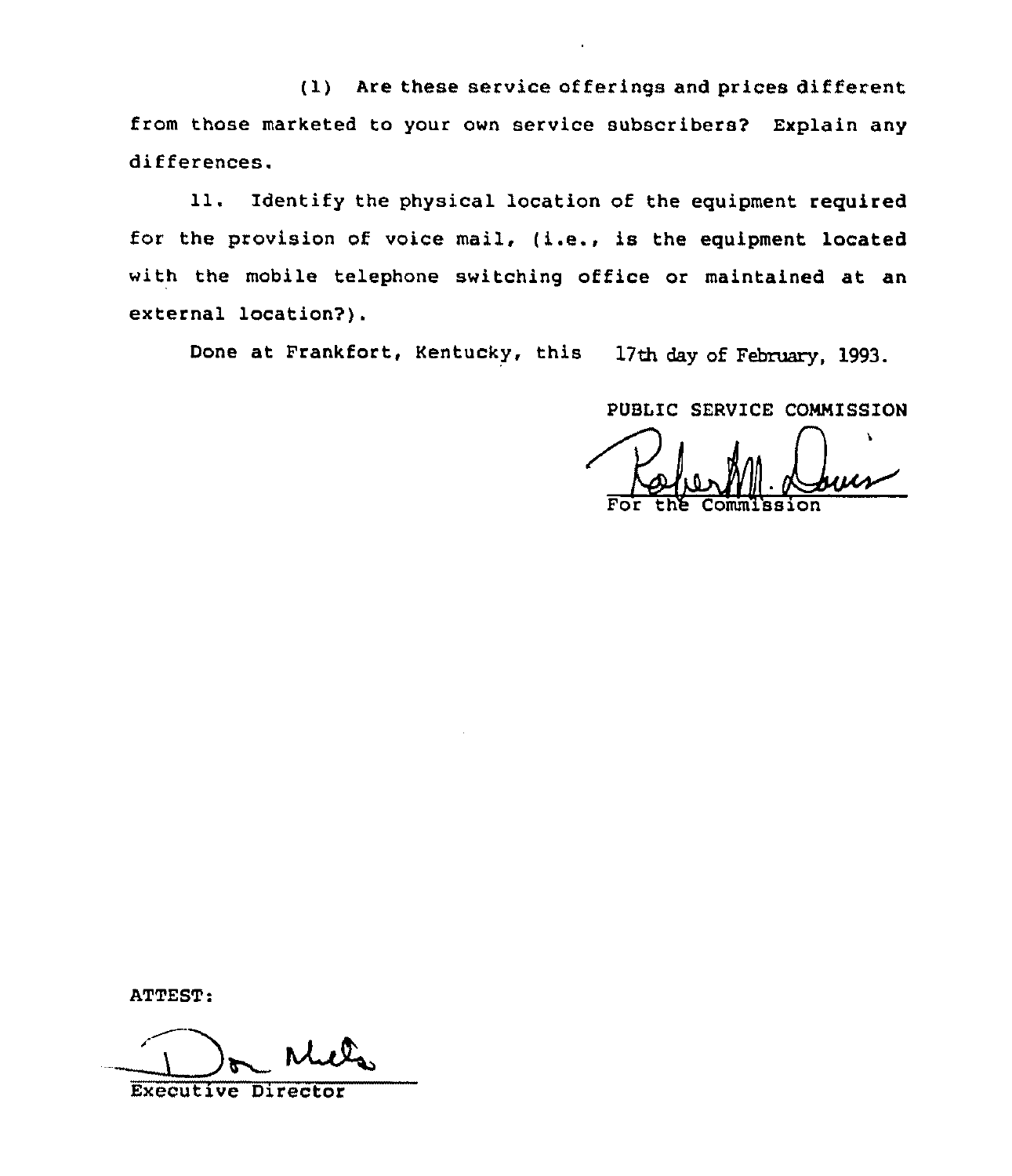(l) Are these service offerings and prices different from those marketed to your own service subscribers? Explain any differences.

11. Identify the physical location of the equipment required for the provision of voice mail, (i.e., is the equipment located with the mobile telephone switching office or maintained at an external location?).

Done at Frankfort, Kentucky, this 17th day of February, 1993.

PUBLIC SERVICE COMMISSION

For the Commission

ATTEST:

Executive Director